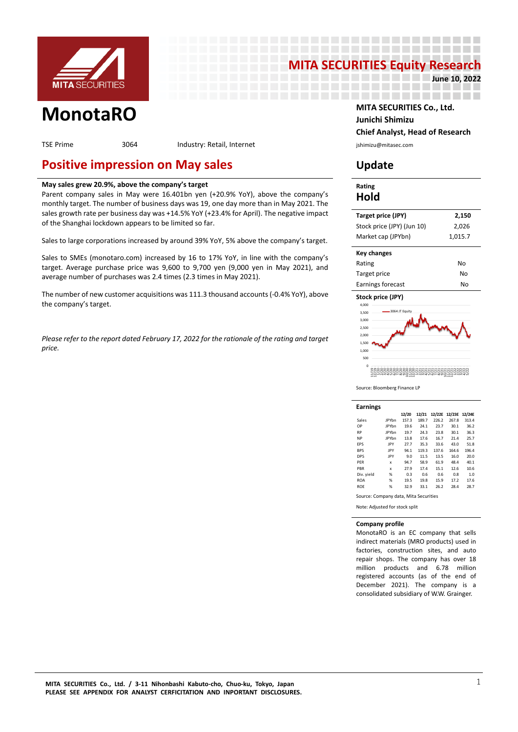# MITA SECURITIES Equity Research

**June 10, 2022**

# MonotaRO

TSE Prime 3064 Industry: Retail, Internet

**MITA SECURITIES Co., Ltd.**
**Junichi Shimizu**
**Chief Analyst, Head of Research**
jshimizu@mitasec.com

## Positive impression on May sales

## Update

**May sales grew 20.9%, above the company's target**

Parent company sales in May were 16.401bn yen (+20.9% YoY), above the company's monthly target. The number of business days was 19, one day more than in May 2021. The sales growth rate per business day was +14.5% YoY (+23.4% for April). The negative impact of the Shanghai lockdown appears to be limited so far.

Sales to large corporations increased by around 39% YoY, 5% above the company's target.

Sales to SMEs (monotaro.com) increased by 16 to 17% YoY, in line with the company's target. Average purchase price was 9,600 to 9,700 yen (9,000 yen in May 2021), and average number of purchases was 2.4 times (2.3 times in May 2021).

The number of new customer acquisitions was 111.3 thousand accounts (-0.4% YoY), above the company's target.

*Please refer to the report dated February 17, 2022 for the rationale of the rating and target price.*

**Rating**

**Hold**

| **Target price (JPY)** | **2,150** |
|---|---|
| Stock price (JPY) (Jun 10) | 2,026 |
| Market cap (JPYbn) | 1,015.7 |

| **Key changes** | |
|---|---|
| Rating | No |
| Target price | No |
| Earnings forecast | No |

**Stock price (JPY)**

Source: Bloomberg Finance LP

**Earnings**

| | | 12/20 | 12/21 | 12/22E | 12/23E | 12/24E |
|---|---|---|---|---|---|---|
| Sales | JPYbn | 157.3 | 189.7 | 226.2 | 267.8 | 313.4 |
| OP | JPYbn | 19.6 | 24.1 | 23.7 | 30.1 | 36.2 |
| RP | JPYbn | 19.7 | 24.3 | 23.8 | 30.1 | 36.3 |
| NP | JPYbn | 13.8 | 17.6 | 16.7 | 21.4 | 25.7 |
| EPS | JPY | 27.7 | 35.3 | 33.6 | 43.0 | 51.8 |
| BPS | JPY | 94.1 | 119.3 | 137.6 | 164.6 | 196.4 |
| DPS | JPY | 9.0 | 11.5 | 13.5 | 16.0 | 20.0 |
| PER | x | 94.7 | 58.9 | 61.9 | 48.4 | 40.1 |
| PBR | x | 27.9 | 17.4 | 15.1 | 12.6 | 10.6 |
| Div. yield | % | 0.3 | 0.6 | 0.6 | 0.8 | 1.0 |
| ROA | % | 19.5 | 19.8 | 15.9 | 17.2 | 17.6 |
| ROE | % | 32.9 | 33.1 | 26.2 | 28.4 | 28.7 |

Source: Company data, Mita Securities

Note: Adjusted for stock split

**Company profile**

MonotaRO is an EC company that sells indirect materials (MRO products) used in factories, construction sites, and auto repair shops. The company has over 18 million products and 6.78 million registered accounts (as of the end of December 2021). The company is a consolidated subsidiary of W.W. Grainger.

MITA SECURITIES Co., Ltd. / 3-11 Nihonbashi Kabuto-cho, Chuo-ku, Tokyo, Japan
PLEASE SEE APPENDIX FOR ANALYST CERFICITATION AND INPORTANT DISCLOSURES.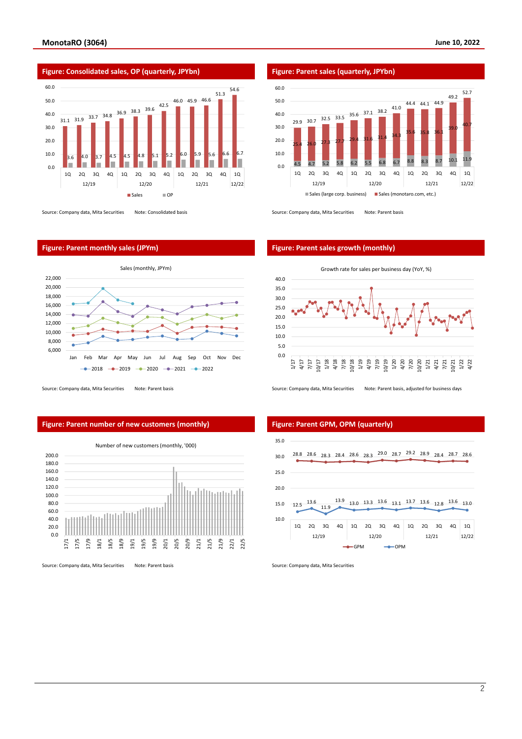## Figure: Consolidated sales, OP (quarterly, JPYbn)

| | 1Q 12/19 | 2Q 12/19 | 3Q 12/19 | 4Q 12/19 | 1Q 12/20 | 2Q 12/20 | 3Q 12/20 | 4Q 12/20 | 1Q 12/21 | 2Q 12/21 | 3Q 12/21 | 4Q 12/21 | 1Q 12/22 |
|---|---|---|---|---|---|---|---|---|---|---|---|---|---|
| Sales | 31.1 | 31.9 | 33.7 | 34.8 | 36.9 | 38.3 | 39.6 | 42.5 | 46.0 | 45.9 | 46.6 | 51.3 | 54.6 |
| OP | 3.6 | 4.0 | 3.7 | 4.5 | 4.5 | 4.8 | 5.1 | 5.2 | 6.0 | 5.9 | 5.6 | 6.6 | 6.7 |

Source: Company data, Mita Securities Note: Consolidated basis

## Figure: Parent sales (quarterly, JPYbn)

| | 1Q 12/19 | 2Q 12/19 | 3Q 12/19 | 4Q 12/19 | 1Q 12/20 | 2Q 12/20 | 3Q 12/20 | 4Q 12/20 | 1Q 12/21 | 2Q 12/21 | 3Q 12/21 | 4Q 12/21 | 1Q 12/22 |
|---|---|---|---|---|---|---|---|---|---|---|---|---|---|
| Total | 29.9 | 30.7 | 32.5 | 33.5 | 35.6 | 37.1 | 38.2 | 41.0 | 44.4 | 44.1 | 44.9 | 49.2 | 52.7 |
| Sales (monotaro.com, etc.) | 25.4 | 26.0 | 27.3 | 27.7 | 29.4 | 31.6 | 31.4 | 34.3 | 35.6 | 35.8 | 36.1 | 39.0 | 40.7 |
| Sales (large corp. business) | 4.5 | 4.7 | 5.2 | 5.8 | 6.2 | 5.5 | 6.8 | 6.7 | 8.8 | 8.3 | 8.7 | 10.1 | 11.9 |

Source: Company data, Mita Securities Note: Parent basis

## Figure: Parent monthly sales (JPYm)

Sales (monthly, JPYm)

Source: Company data, Mita Securities Note: Parent basis

## Figure: Parent sales growth (monthly)

Growth rate for sales per business day (YoY, %)

Source: Company data, Mita Securities Note: Parent basis, adjusted for business days

## Figure: Parent number of new customers (monthly)

Number of new customers (monthly, '000)

Source: Company data, Mita Securities Note: Parent basis

## Figure: Parent GPM, OPM (quarterly)

| | 1Q 12/19 | 2Q 12/19 | 3Q 12/19 | 4Q 12/19 | 1Q 12/20 | 2Q 12/20 | 3Q 12/20 | 4Q 12/20 | 1Q 12/21 | 2Q 12/21 | 3Q 12/21 | 4Q 12/21 | 1Q 12/22 |
|---|---|---|---|---|---|---|---|---|---|---|---|---|---|
| GPM | 28.8 | 28.6 | 28.3 | 28.4 | 28.6 | 28.3 | 29.0 | 28.7 | 29.2 | 28.9 | 28.4 | 28.7 | 28.6 |
| OPM | 12.5 | 13.6 | 11.9 | 13.9 | 13.0 | 13.3 | 13.6 | 13.1 | 13.7 | 13.6 | 12.8 | 13.6 | 13.0 |

Source: Company data, Mita Securities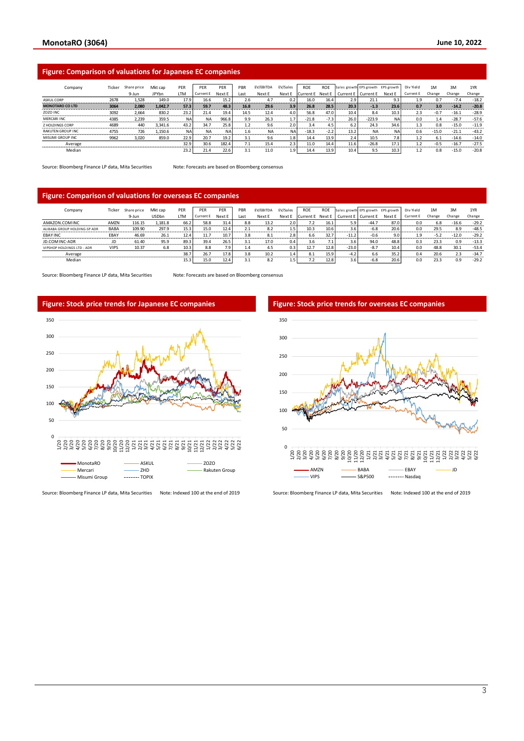## Figure: Comparison of valuations for Japanese EC companies

| Company | Ticker | Share price | Mkt cap | PER | PER | PER | PBR | EV/EBITDA | EV/Sales | ROE | ROE | Sales growth | EPS growth | EPS growth | Div Yield | 1M | 3M | 1YR |
|---|---|---|---|---|---|---|---|---|---|---|---|---|---|---|---|---|---|---|
| | | 9-Jun | JPYbn | LTM | Current E | Next E | Last | Next E | Next E | Current E | Next E | Current E | Current E | Next E | Current E | Change | Change | Change |
| ASKUL CORP | 2678 | 1,528 | 149.0 | 17.9 | 16.6 | 15.2 | 2.6 | 4.7 | 0.2 | 16.0 | 16.4 | 2.9 | 21.1 | 9.3 | 1.9 | 0.7 | -7.4 | -18.2 |
| **MONOTARO CO LTD** | **3064** | **2,080** | **1,042.7** | **57.3** | **59.7** | **48.3** | **16.8** | **29.6** | **3.9** | **26.8** | **28.5** | **20.3** | **-1.3** | **23.6** | **0.7** | **3.0** | **-14.2** | **-20.8** |
| ZOZO INC | 3092 | 2,664 | 830.2 | 23.2 | 21.4 | 19.4 | 14.5 | 12.4 | 4.0 | 56.8 | 47.0 | 10.4 | 8.4 | 10.3 | 2.3 | -0.7 | -16.1 | -28.9 |
| MERCARI INC | 4385 | 2,239 | 359.5 | NA | NA | 966.8 | 9.9 | 26.3 | 1.7 | -21.8 | -7.3 | 26.0 | -223.9 | NA | 0.0 | 1.4 | -28.7 | -57.6 |
| Z HOLDINGS CORP | 4689 | 440 | 3,341.6 | 43.2 | 34.7 | 25.8 | 1.2 | 9.6 | 2.0 | 3.4 | 4.5 | 6.2 | 24.3 | 34.6 | 1.3 | 0.8 | -15.0 | -11.9 |
| RAKUTEN GROUP INC | 4755 | 726 | 1,150.6 | NA | NA | NA | 1.6 | NA | NA | -18.3 | -2.2 | 13.2 | NA | NA | 0.6 | -15.0 | -21.1 | -43.2 |
| MISUMI GROUP INC | 9962 | 3,020 | 859.0 | 22.9 | 20.7 | 19.2 | 3.1 | 9.6 | 1.8 | 14.4 | 13.9 | 2.4 | 10.5 | 7.8 | 1.2 | 6.1 | -14.6 | -14.0 |
| Average | | | | 32.9 | 30.6 | 182.4 | 7.1 | 15.4 | 2.3 | 11.0 | 14.4 | 11.6 | -26.8 | 17.1 | 1.2 | -0.5 | -16.7 | -27.5 |
| Median | | | | 23.2 | 21.4 | 22.6 | 3.1 | 11.0 | 1.9 | 14.4 | 13.9 | 10.4 | 9.5 | 10.3 | 1.2 | 0.8 | -15.0 | -20.8 |

Source: Bloomberg Finance LP data, Mita Securities    Note: Forecasts are based on Bloomberg consensus

## Figure: Comparison of valuations for overseas EC companies

| Company | Ticker | Share price | Mkt cap | PER | PER | PER | PBR | EV/EBITDA | EV/Sales | ROE | ROE | Sales growth | EPS growth | EPS growth | Div Yield | 1M | 3M | 1YR |
|---|---|---|---|---|---|---|---|---|---|---|---|---|---|---|---|---|---|---|
| | | 9-Jun | USDbn | LTM | Current E | Next E | Last | Next E | Next E | Current E | Next E | Current E | Current E | Next E | Current E | Change | Change | Change |
| AMAZON.COM INC | AMZN | 116.15 | 1,181.8 | 66.2 | 58.8 | 31.4 | 8.8 | 13.2 | 2.0 | 7.2 | 16.1 | 5.9 | -44.7 | 87.0 | 0.0 | 6.8 | -16.6 | -29.2 |
| ALIBABA GROUP HOLDING-SP ADR | BABA | 109.90 | 297.9 | 15.3 | 15.0 | 12.4 | 2.1 | 8.2 | 1.5 | 10.3 | 10.6 | 3.6 | -6.8 | 20.6 | 0.0 | 29.5 | 8.9 | -48.5 |
| EBAY INC | EBAY | 46.69 | 26.1 | 12.4 | 11.7 | 10.7 | 3.8 | 8.1 | 2.8 | 6.6 | 32.7 | -11.2 | -0.6 | 9.0 | 1.9 | -5.2 | -12.0 | -29.2 |
| JD.COM INC-ADR | JD | 61.40 | 95.9 | 89.3 | 39.4 | 26.5 | 3.1 | 17.0 | 0.4 | 3.6 | 7.1 | 3.6 | 94.0 | 48.8 | 0.3 | 23.3 | 0.9 | -13.3 |
| VIPSHOP HOLDINGS LTD - ADR | VIPS | 10.37 | 6.8 | 10.3 | 8.8 | 7.9 | 1.4 | 4.5 | 0.3 | 12.7 | 12.8 | -23.0 | -8.7 | 10.4 | 0.0 | 48.8 | 30.1 | -53.4 |
| Average | | | | 38.7 | 26.7 | 17.8 | 3.8 | 10.2 | 1.4 | 8.1 | 15.9 | -4.2 | 6.6 | 35.2 | 0.4 | 20.6 | 2.3 | -34.7 |
| Median | | | | 15.3 | 15.0 | 12.4 | 3.1 | 8.2 | 1.5 | 7.2 | 12.8 | 3.6 | -6.8 | 20.6 | 0.0 | 23.3 | 0.9 | -29.2 |

Source: Bloomberg Finance LP data, Mita Securities    Note: Forecasts are based on Bloomberg consensus

## Figure: Stock price trends for Japanese EC companies

Source: Bloomberg Finance LP data, Mita Securities    Note: Indexed 100 at the end of 2019

## Figure: Stock price trends for overseas EC companies

Source: Bloomberg Finance LP data, Mita Securities    Note: Indexed 100 at the end of 2019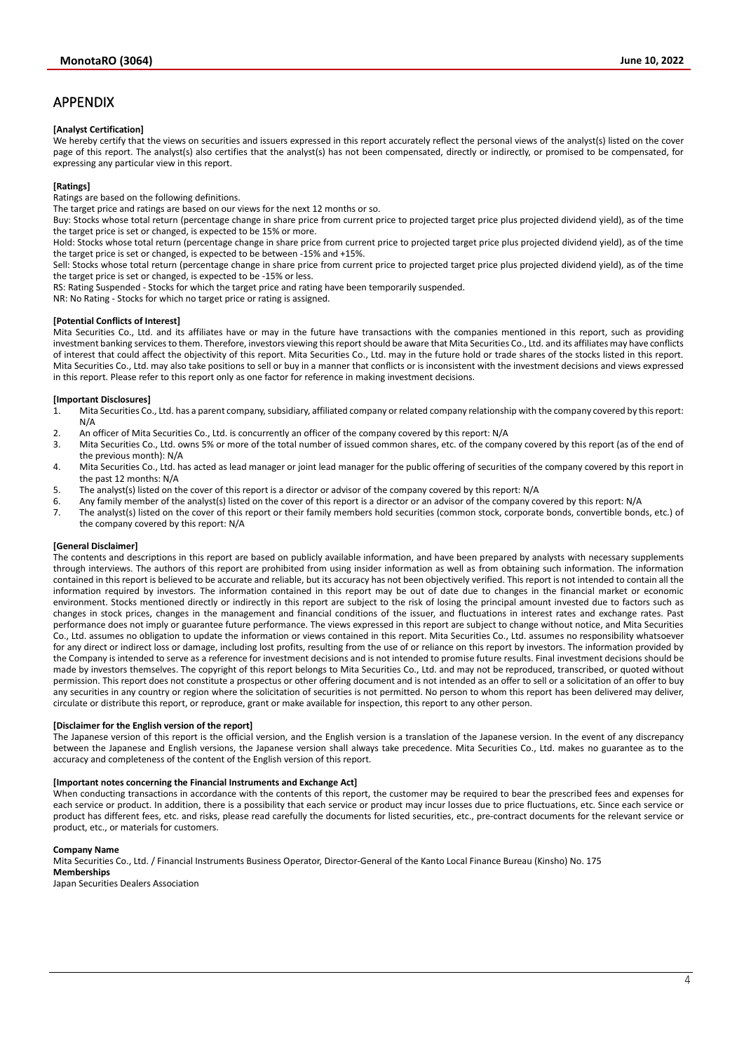# APPENDIX

**[Analyst Certification]**

We hereby certify that the views on securities and issuers expressed in this report accurately reflect the personal views of the analyst(s) listed on the cover page of this report. The analyst(s) also certifies that the analyst(s) has not been compensated, directly or indirectly, or promised to be compensated, for expressing any particular view in this report.

**[Ratings]**

Ratings are based on the following definitions.

The target price and ratings are based on our views for the next 12 months or so.

Buy: Stocks whose total return (percentage change in share price from current price to projected target price plus projected dividend yield), as of the time the target price is set or changed, is expected to be 15% or more.

Hold: Stocks whose total return (percentage change in share price from current price to projected target price plus projected dividend yield), as of the time the target price is set or changed, is expected to be between -15% and +15%.

Sell: Stocks whose total return (percentage change in share price from current price to projected target price plus projected dividend yield), as of the time the target price is set or changed, is expected to be -15% or less.

RS: Rating Suspended - Stocks for which the target price and rating have been temporarily suspended.

NR: No Rating - Stocks for which no target price or rating is assigned.

**[Potential Conflicts of Interest]**

Mita Securities Co., Ltd. and its affiliates have or may in the future have transactions with the companies mentioned in this report, such as providing investment banking services to them. Therefore, investors viewing this report should be aware that Mita Securities Co., Ltd. and its affiliates may have conflicts of interest that could affect the objectivity of this report. Mita Securities Co., Ltd. may in the future hold or trade shares of the stocks listed in this report. Mita Securities Co., Ltd. may also take positions to sell or buy in a manner that conflicts or is inconsistent with the investment decisions and views expressed in this report. Please refer to this report only as one factor for reference in making investment decisions.

**[Important Disclosures]**

1. Mita Securities Co., Ltd. has a parent company, subsidiary, affiliated company or related company relationship with the company covered by this report: N/A
2. An officer of Mita Securities Co., Ltd. is concurrently an officer of the company covered by this report: N/A
3. Mita Securities Co., Ltd. owns 5% or more of the total number of issued common shares, etc. of the company covered by this report (as of the end of the previous month): N/A
4. Mita Securities Co., Ltd. has acted as lead manager or joint lead manager for the public offering of securities of the company covered by this report in the past 12 months: N/A
5. The analyst(s) listed on the cover of this report is a director or advisor of the company covered by this report: N/A
6. Any family member of the analyst(s) listed on the cover of this report is a director or an advisor of the company covered by this report: N/A
7. The analyst(s) listed on the cover of this report or their family members hold securities (common stock, corporate bonds, convertible bonds, etc.) of the company covered by this report: N/A

**[General Disclaimer]**

The contents and descriptions in this report are based on publicly available information, and have been prepared by analysts with necessary supplements through interviews. The authors of this report are prohibited from using insider information as well as from obtaining such information. The information contained in this report is believed to be accurate and reliable, but its accuracy has not been objectively verified. This report is not intended to contain all the information required by investors. The information contained in this report may be out of date due to changes in the financial market or economic environment. Stocks mentioned directly or indirectly in this report are subject to the risk of losing the principal amount invested due to factors such as changes in stock prices, changes in the management and financial conditions of the issuer, and fluctuations in interest rates and exchange rates. Past performance does not imply or guarantee future performance. The views expressed in this report are subject to change without notice, and Mita Securities Co., Ltd. assumes no obligation to update the information or views contained in this report. Mita Securities Co., Ltd. assumes no responsibility whatsoever for any direct or indirect loss or damage, including lost profits, resulting from the use of or reliance on this report by investors. The information provided by the Company is intended to serve as a reference for investment decisions and is not intended to promise future results. Final investment decisions should be made by investors themselves. The copyright of this report belongs to Mita Securities Co., Ltd. and may not be reproduced, transcribed, or quoted without permission. This report does not constitute a prospectus or other offering document and is not intended as an offer to sell or a solicitation of an offer to buy any securities in any country or region where the solicitation of securities is not permitted. No person to whom this report has been delivered may deliver, circulate or distribute this report, or reproduce, grant or make available for inspection, this report to any other person.

**[Disclaimer for the English version of the report]**

The Japanese version of this report is the official version, and the English version is a translation of the Japanese version. In the event of any discrepancy between the Japanese and English versions, the Japanese version shall always take precedence. Mita Securities Co., Ltd. makes no guarantee as to the accuracy and completeness of the content of the English version of this report.

**[Important notes concerning the Financial Instruments and Exchange Act]**

When conducting transactions in accordance with the contents of this report, the customer may be required to bear the prescribed fees and expenses for each service or product. In addition, there is a possibility that each service or product may incur losses due to price fluctuations, etc. Since each service or product has different fees, etc. and risks, please read carefully the documents for listed securities, etc., pre-contract documents for the relevant service or product, etc., or materials for customers.

**Company Name**

Mita Securities Co., Ltd. / Financial Instruments Business Operator, Director-General of the Kanto Local Finance Bureau (Kinsho) No. 175

**Memberships**

Japan Securities Dealers Association